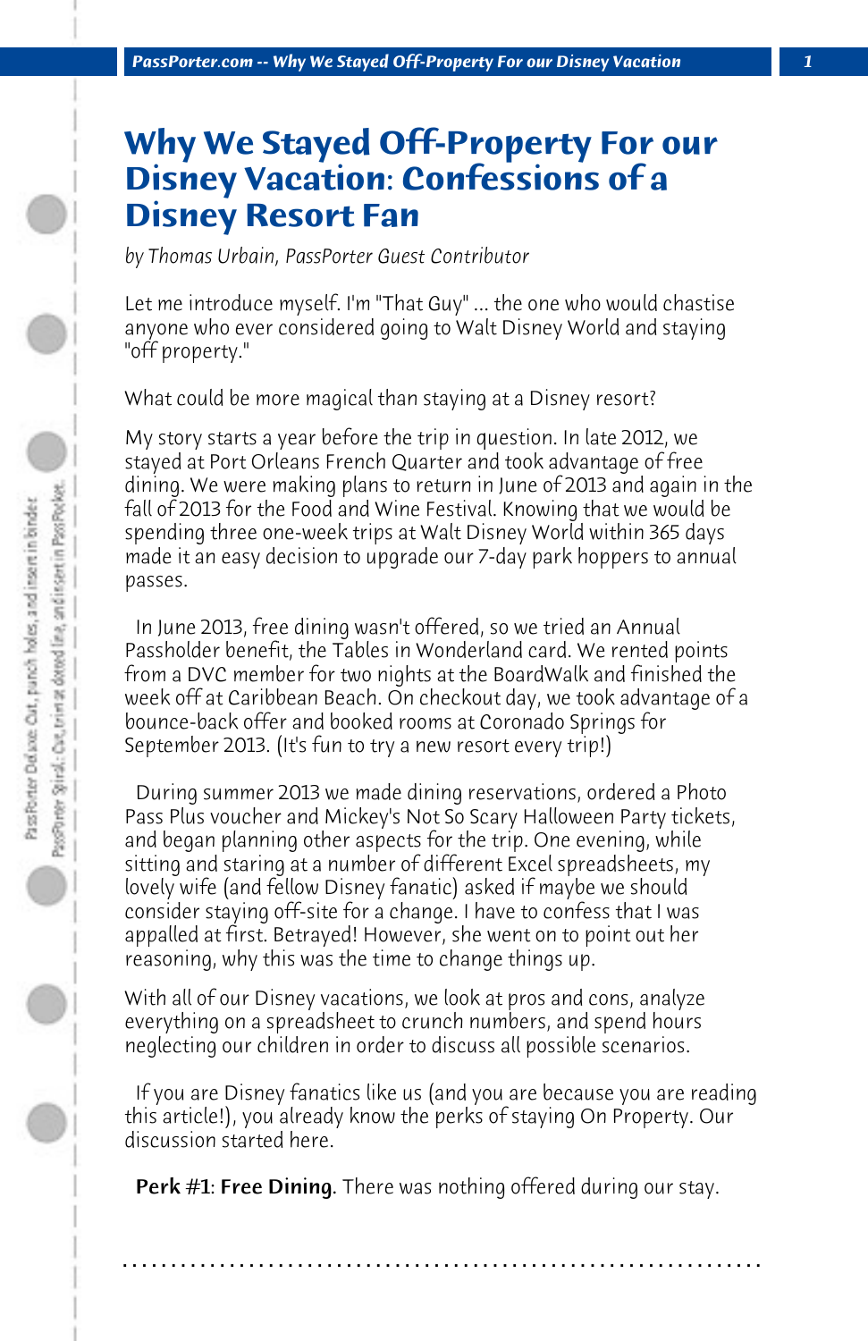# Why We Stayed Off-Property For our Disney Vacation: Confessions of a Disney Resort Fan

*by Thomas Urbain, PassPorter Guest Contributor*

Let me introduce myself. I'm "That Guy" ... the one who would chastise anyone who ever considered going to Walt Disney World and staying "off property."

What could be more magical than staying at a Disney resort?

My story starts a year before the trip in question. In late 2012, we stayed at Port Orleans French Quarter and took advantage of free dining. We were making plans to return in June of 2013 and again in the fall of 2013 for the Food and Wine Festival. Knowing that we would be spending three one-week trips at Walt Disney World within 365 days made it an easy decision to upgrade our 7-day park hoppers to annual passes.

In June 2013, free dining wasn't offered, so we tried an Annual Passholder benefit, the Tables in Wonderland card. We rented points from a DVC member for two nights at the BoardWalk and finished the week off at Caribbean Beach. On checkout day, we took advantage of a bounce-back offer and booked rooms at Coronado Springs for September 2013. (It's fun to try a new resort every trip!)

During summer 2013 we made dining reservations, ordered a Photo Pass Plus voucher and Mickey's Not So Scary Halloween Party tickets, and began planning other aspects for the trip. One evening, while sitting and staring at a number of different Excel spreadsheets, my lovely wife (and fellow Disney fanatic) asked if maybe we should consider staying off-site for a change. I have to confess that I was appalled at first. Betrayed! However, she went on to point out her reasoning, why this was the time to change things up.

With all of our Disney vacations, we look at pros and cons, analyze everything on a spreadsheet to crunch numbers, and spend hours neglecting our children in order to discuss all possible scenarios.

If you are Disney fanatics like us (and you are because you are reading this article!), you already know the perks of staying On Property. Our discussion started here.

**Perk #1: Free Dining**. There was nothing offered during our stay.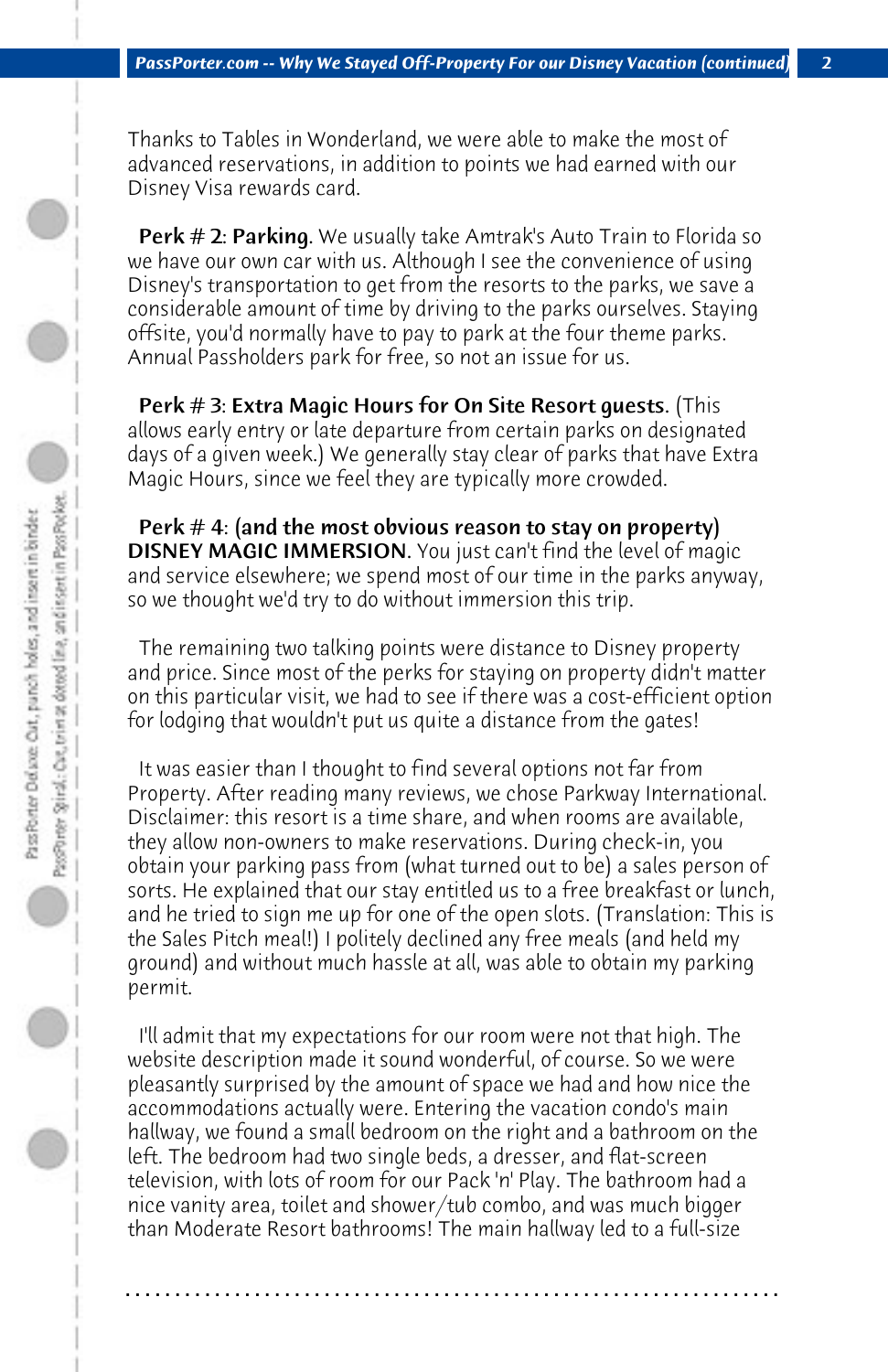Thanks to Tables in Wonderland, we were able to make the most of advanced reservations, in addition to points we had earned with our Disney Visa rewards card.

**Perk # 2: Parking.** We usually take Amtrak's Auto Train to Florida so we have our own car with us. Although I see the convenience of using Disney's transportation to get from the resorts to the parks, we save a considerable amount of time by driving to the parks ourselves. Staying offsite, you'd normally have to pay to park at the four theme parks. Annual Passholders park for free, so not an issue for us.

**Perk # 3: Extra Magic Hours for On Site Resort guests.** (This allows early entry or late departure from certain parks on designated days of a given week.) We generally stay clear of parks that have Extra Magic Hours, since we feel they are typically more crowded.

**Perk # 4: (and the most obvious reason to stay on property) DISNEY MAGIC IMMERSION.** You just can't find the level of magic and service elsewhere; we spend most of our time in the parks anyway, so we thought we'd try to do without immersion this trip.

The remaining two talking points were distance to Disney property and price. Since most of the perks for staying on property didn't matter on this particular visit, we had to see if there was a cost-efficient option for lodging that wouldn't put us quite a distance from the gates!

It was easier than I thought to find several options not far from Property. After reading many reviews, we chose Parkway International. Disclaimer: this resort is a time share, and when rooms are available, they allow non-owners to make reservations. During check-in, you obtain your parking pass from (what turned out to be) a sales person of sorts. He explained that our stay entitled us to a free breakfast or lunch, and he tried to sign me up for one of the open slots. (Translation: This is the Sales Pitch meal!) I politely declined any free meals (and held my ground) and without much hassle at all, was able to obtain my parking permit.

I'll admit that my expectations for our room were not that high. The website description made it sound wonderful, of course. So we were pleasantly surprised by the amount of space we had and how nice the accommodations actually were. Entering the vacation condo's main hallway, we found a small bedroom on the right and a bathroom on the left. The bedroom had two single beds, a dresser, and flat-screen television, with lots of room for our Pack 'n' Play. The bathroom had a nice vanity area, toilet and shower/tub combo, and was much bigger than Moderate Resort bathrooms! The main hallway led to a full-size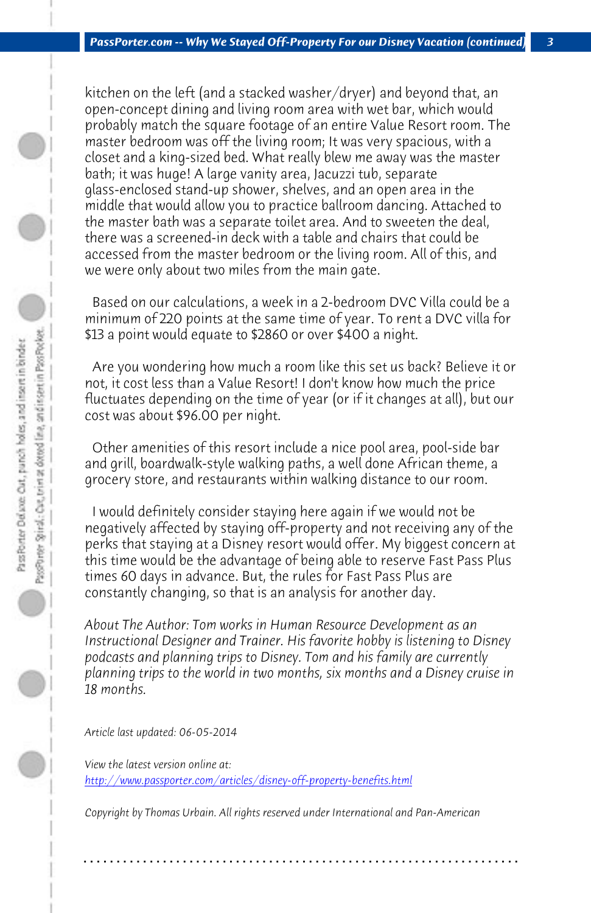kitchen on the left (and a stacked washer/dryer) and beyond that, an open-concept dining and living room area with wet bar, which would probably match the square footage of an entire Value Resort room. The master bedroom was off the living room; It was very spacious, with a closet and a king-sized bed. What really blew me away was the master bath; it was huge! A large vanity area, Jacuzzi tub, separate glass-enclosed stand-up shower, shelves, and an open area in the middle that would allow you to practice ballroom dancing. Attached to the master bath was a separate toilet area. And to sweeten the deal, there was a screened-in deck with a table and chairs that could be accessed from the master bedroom or the living room. All of this, and we were only about two miles from the main gate.

Based on our calculations, a week in a 2-bedroom DVC Villa could be a minimum of 220 points at the same time of year. To rent a DVC villa for $13 a point would equate to $2860 or over $400 a night.

Are you wondering how much a room like this set us back? Believe it or not, it cost less than a Value Resort! I don't know how much the price fluctuates depending on the time of year (or if it changes at all), but our cost was about $96.00 per night.

Other amenities of this resort include a nice pool area, pool-side bar and grill, boardwalk-style walking paths, a well done African theme, a grocery store, and restaurants within walking distance to our room.

I would definitely consider staying here again if we would not be negatively affected by staying off-property and not receiving any of the perks that staying at a Disney resort would offer. My biggest concern at this time would be the advantage of being able to reserve Fast Pass Plus times 60 days in advance. But, the rules for Fast Pass Plus are constantly changing, so that is an analysis for another day.

*About The Author: Tom works in Human Resource Development as an Instructional Designer and Trainer. His favorite hobby is listening to Disney podcasts and planning trips to Disney. Tom and his family are currently planning trips to the world in two months, six months and a Disney cruise in 18 months.*

*Article last updated: 06-05-2014*

*View the latest version online at:*
[http://www.passporter.com/articles/disney-off-property-benefits.html](http://www.passporter.com/articles/disney-off-property-benefits.html)

*Copyright by Thomas Urbain. All rights reserved under International and Pan-American*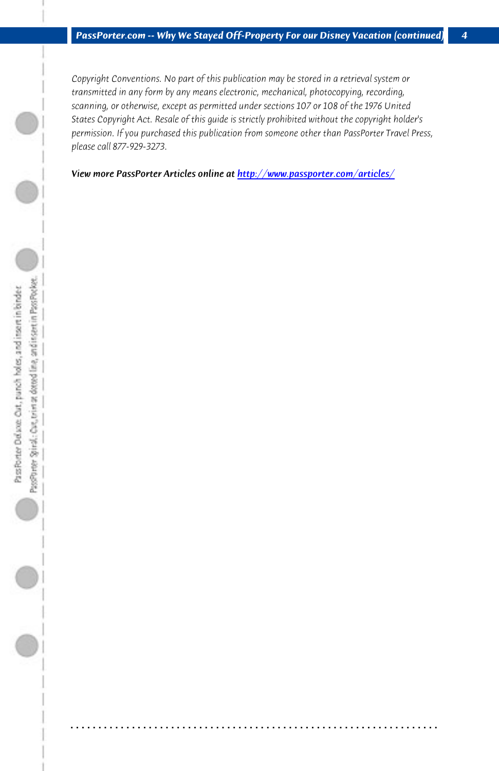*Copyright Conventions. No part of this publication may be stored in a retrieval system or transmitted in any form by any means electronic, mechanical, photocopying, recording, scanning, or otherwise, except as permitted under sections 107 or 108 of the 1976 United States Copyright Act. Resale of this guide is strictly prohibited without the copyright holder's permission. If you purchased this publication from someone other than PassPorter Travel Press, please call 877-929-3273.*

***View more PassPorter Articles online at [http://www.passporter.com/articles/](http://www.passporter.com/articles/)***